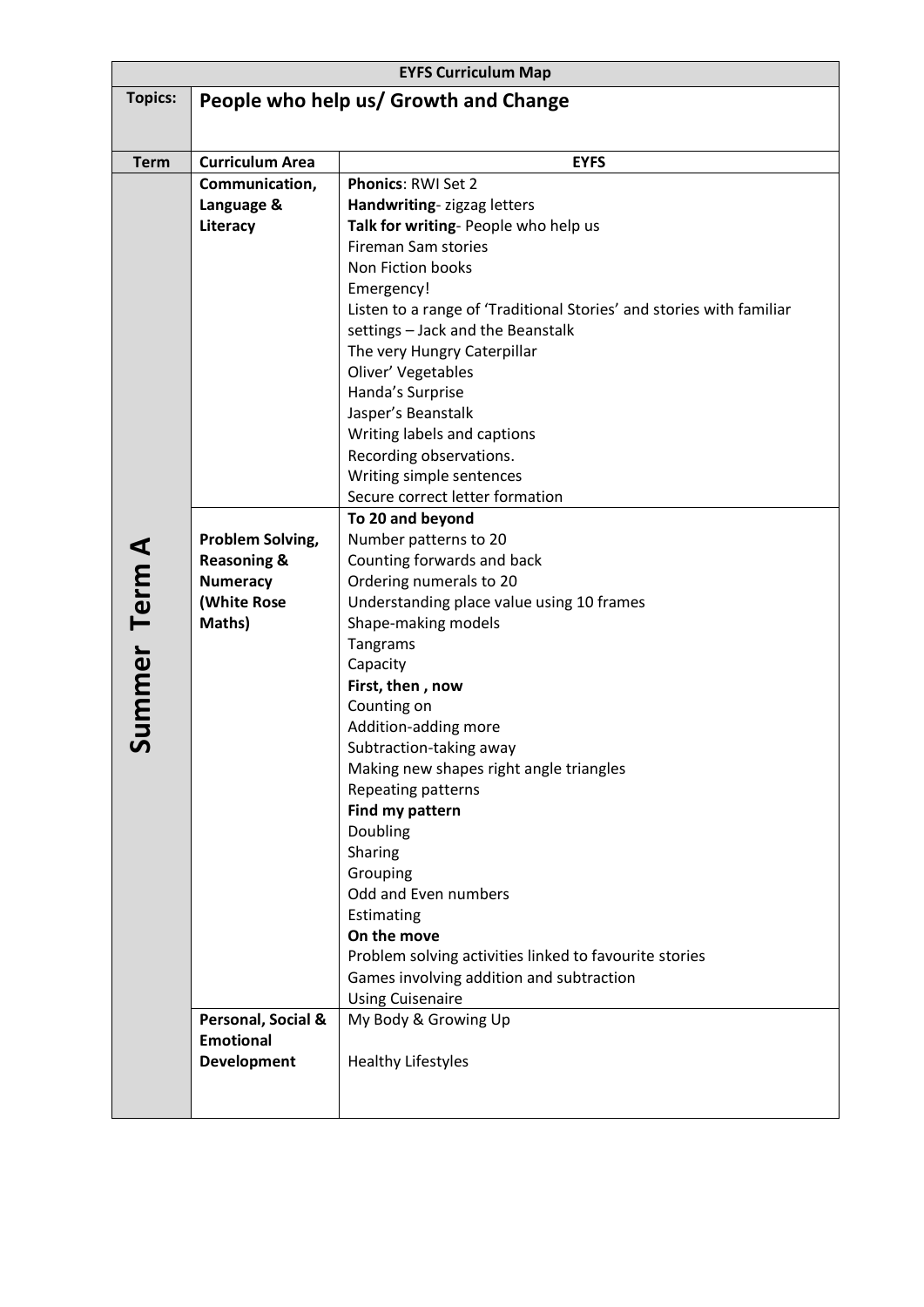| EYFS Curriculum Map | | |
|---|---|---|
| **Topics:** | **People who help us/ Growth and Change** | |
| **Term** | **Curriculum Area** | **EYFS** |
| **Summer Term A** | **Communication, Language & Literacy** | **Phonics**: RWI Set 2<br>**Handwriting**- zigzag letters<br>**Talk for writing**- People who help us<br>Fireman Sam stories<br>Non Fiction books<br>Emergency!<br>Listen to a range of 'Traditional Stories' and stories with familiar settings – Jack and the Beanstalk<br>The very Hungry Caterpillar<br>Oliver' Vegetables<br>Handa's Surprise<br>Jasper's Beanstalk<br>Writing labels and captions<br>Recording observations.<br>Writing simple sentences<br>Secure correct letter formation |
| | **Problem Solving, Reasoning & Numeracy (White Rose Maths)** | **To 20 and beyond**<br>Number patterns to 20<br>Counting forwards and back<br>Ordering numerals to 20<br>Understanding place value using 10 frames<br>Shape-making models<br>Tangrams<br>Capacity<br>**First, then , now**<br>Counting on<br>Addition-adding more<br>Subtraction-taking away<br>Making new shapes right angle triangles<br>Repeating patterns<br>**Find my pattern**<br>Doubling<br>Sharing<br>Grouping<br>Odd and Even numbers<br>Estimating<br>**On the move**<br>Problem solving activities linked to favourite stories<br>Games involving addition and subtraction<br>Using Cuisenaire |
| | **Personal, Social & Emotional Development** | My Body & Growing Up<br><br>Healthy Lifestyles |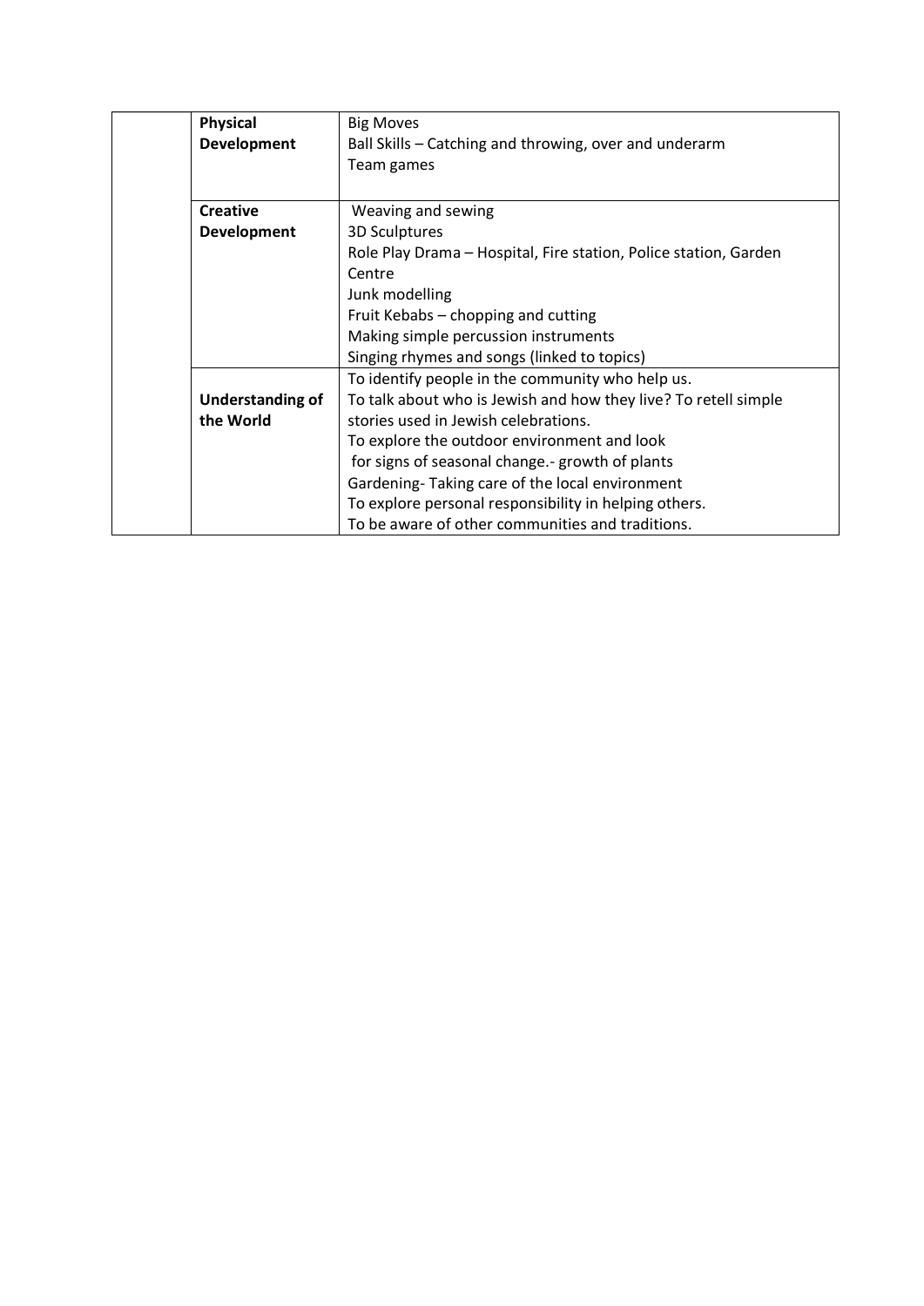| | | |
|---|---|---|
| | **Physical Development** | Big Moves<br>Ball Skills – Catching and throwing, over and underarm<br>Team games |
| | **Creative Development** | Weaving and sewing<br>3D Sculptures<br>Role Play Drama – Hospital, Fire station, Police station, Garden Centre<br>Junk modelling<br>Fruit Kebabs – chopping and cutting<br>Making simple percussion instruments<br>Singing rhymes and songs (linked to topics) |
| | **Understanding of the World** | To identify people in the community who help us.<br>To talk about who is Jewish and how they live? To retell simple stories used in Jewish celebrations.<br>To explore the outdoor environment and look for signs of seasonal change.- growth of plants<br>Gardening- Taking care of the local environment<br>To explore personal responsibility in helping others.<br>To be aware of other communities and traditions. |